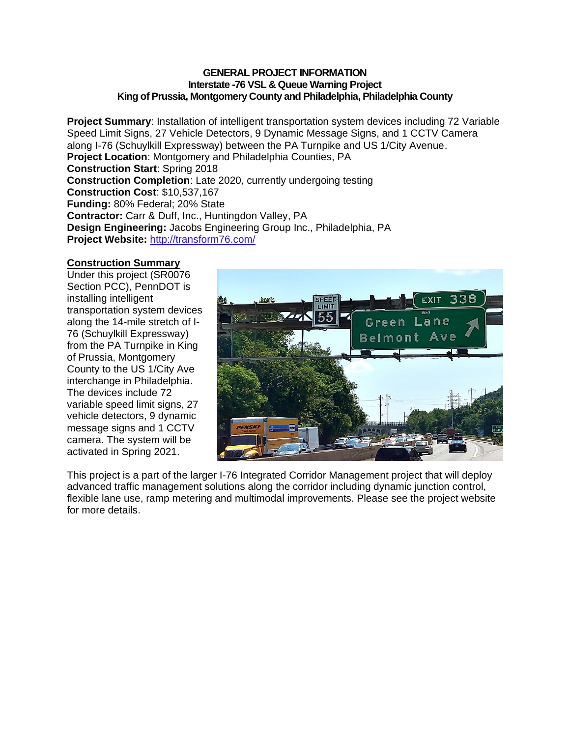# GENERAL PROJECT INFORMATION
## Interstate -76 VSL & Queue Warning Project
## King of Prussia, Montgomery County and Philadelphia, Philadelphia County

**Project Summary**: Installation of intelligent transportation system devices including 72 Variable Speed Limit Signs, 27 Vehicle Detectors, 9 Dynamic Message Signs, and 1 CCTV Camera along I-76 (Schuylkill Expressway) between the PA Turnpike and US 1/City Avenue.
**Project Location**: Montgomery and Philadelphia Counties, PA
**Construction Start**: Spring 2018
**Construction Completion**: Late 2020, currently undergoing testing
**Construction Cost**: $10,537,167
**Funding:** 80% Federal; 20% State
**Contractor:** Carr & Duff, Inc., Huntingdon Valley, PA
**Design Engineering:** Jacobs Engineering Group Inc., Philadelphia, PA
**Project Website:** http://transform76.com/

**Construction Summary**

Under this project (SR0076 Section PCC), PennDOT is installing intelligent transportation system devices along the 14-mile stretch of I-76 (Schuylkill Expressway) from the PA Turnpike in King of Prussia, Montgomery County to the US 1/City Ave interchange in Philadelphia. The devices include 72 variable speed limit signs, 27 vehicle detectors, 9 dynamic message signs and 1 CCTV camera. The system will be activated in Spring 2021.

This project is a part of the larger I-76 Integrated Corridor Management project that will deploy advanced traffic management solutions along the corridor including dynamic junction control, flexible lane use, ramp metering and multimodal improvements. Please see the project website for more details.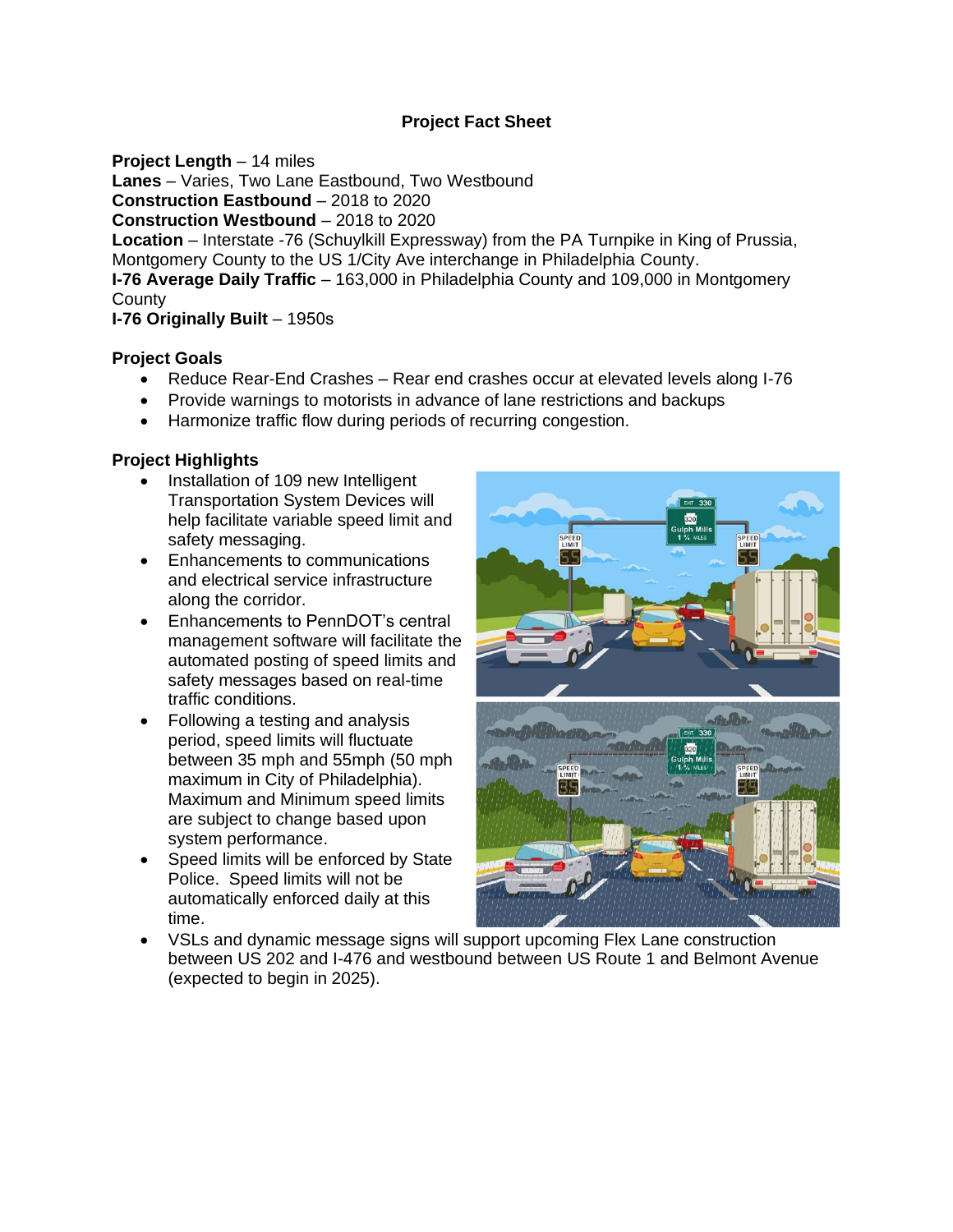# Project Fact Sheet

**Project Length** – 14 miles
**Lanes** – Varies, Two Lane Eastbound, Two Westbound
**Construction Eastbound** – 2018 to 2020
**Construction Westbound** – 2018 to 2020
**Location** – Interstate -76 (Schuylkill Expressway) from the PA Turnpike in King of Prussia, Montgomery County to the US 1/City Ave interchange in Philadelphia County.
**I-76 Average Daily Traffic** – 163,000 in Philadelphia County and 109,000 in Montgomery County
**I-76 Originally Built** – 1950s

## Project Goals

- Reduce Rear-End Crashes – Rear end crashes occur at elevated levels along I-76
- Provide warnings to motorists in advance of lane restrictions and backups
- Harmonize traffic flow during periods of recurring congestion.

## Project Highlights

- Installation of 109 new Intelligent Transportation System Devices will help facilitate variable speed limit and safety messaging.
- Enhancements to communications and electrical service infrastructure along the corridor.
- Enhancements to PennDOT's central management software will facilitate the automated posting of speed limits and safety messages based on real-time traffic conditions.
- Following a testing and analysis period, speed limits will fluctuate between 35 mph and 55mph (50 mph maximum in City of Philadelphia). Maximum and Minimum speed limits are subject to change based upon system performance.
- Speed limits will be enforced by State Police. Speed limits will not be automatically enforced daily at this time.
- VSLs and dynamic message signs will support upcoming Flex Lane construction between US 202 and I-476 and westbound between US Route 1 and Belmont Avenue (expected to begin in 2025).